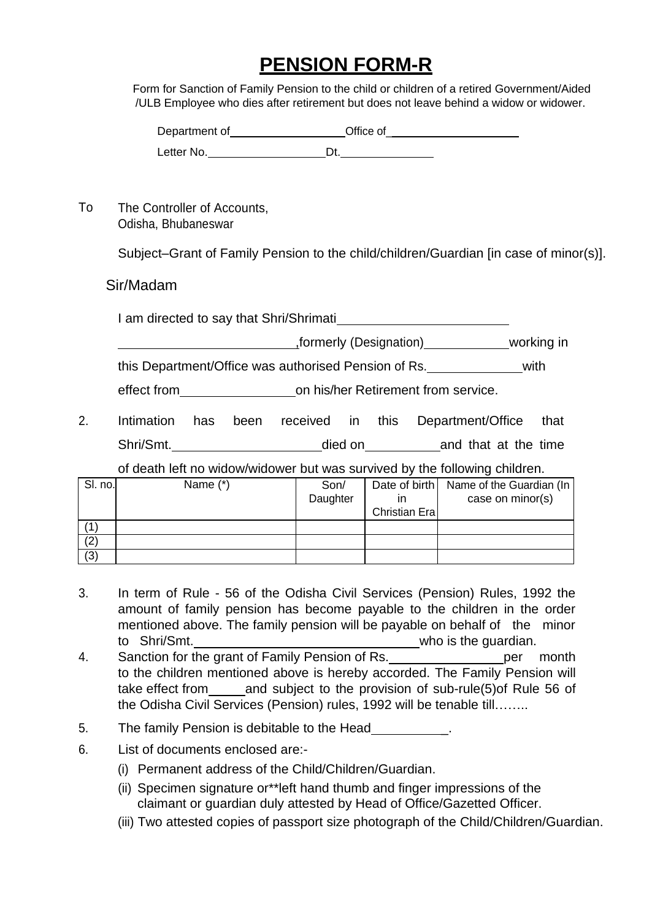# PENSION FORM-R

Form for Sanction of Family Pension to the child or children of a retired Government/Aided /ULB Employee who dies after retirement but does not leave behind a widow or widower.

Department of\_\_\_\_\_\_\_\_\_\_\_\_\_\_\_\_\_\_Office of\_\_\_\_\_\_\_\_\_\_\_\_\_\_\_\_\_\_\_\_\_

Letter No.\_\_\_\_\_\_\_\_\_\_\_\_\_\_\_\_\_\_\_Dt.\_\_\_\_\_\_\_\_\_\_\_\_\_\_\_

To The Controller of Accounts,
Odisha, Bhubaneswar

Subject–Grant of Family Pension to the child/children/Guardian [in case of minor(s)].

Sir/Madam

I am directed to say that Shri/Shrimati\_\_\_\_\_\_\_\_\_\_\_\_\_\_\_\_\_\_\_\_\_\_\_\_\_\_\_\_\_\_\_\_\_\_\_\_\_\_\_\_\_\_\_\_\_\_\_\_\_\_,formerly (Designation)\_\_\_\_\_\_\_\_\_\_\_\_working in this Department/Office was authorised Pension of Rs.\_\_\_\_\_\_\_\_\_\_\_\_\_with effect from\_\_\_\_\_\_\_\_\_\_\_\_\_\_\_\_on his/her Retirement from service.

2. Intimation has been received in this Department/Office that Shri/Smt.\_\_\_\_\_\_\_\_\_\_\_\_\_\_\_\_\_\_\_\_\_died on\_\_\_\_\_\_\_\_\_\_and that at the time of death left no widow/widower but was survived by the following children.

| Sl. no. | Name (*) | Son/ Daughter | Date of birth in Christian Era | Name of the Guardian (In case on minor(s) |
|---|---|---|---|---|
| (1) | | | | |
| (2) | | | | |
| (3) | | | | |

3. In term of Rule - 56 of the Odisha Civil Services (Pension) Rules, 1992 the amount of family pension has become payable to the children in the order mentioned above. The family pension will be payable on behalf of the minor to Shri/Smt.\_\_\_\_\_\_\_\_\_\_\_\_\_\_\_\_\_\_\_\_\_\_\_\_\_\_\_\_\_\_\_\_who is the guardian.

4. Sanction for the grant of Family Pension of Rs.\_\_\_\_\_\_\_\_\_\_\_\_\_\_\_\_per month to the children mentioned above is hereby accorded. The Family Pension will take effect from\_\_\_\_\_and subject to the provision of sub-rule(5)of Rule 56 of the Odisha Civil Services (Pension) rules, 1992 will be tenable till……..

5. The family Pension is debitable to the Head\_\_\_\_\_\_\_\_\_\_\_.

6. List of documents enclosed are:-
   (i) Permanent address of the Child/Children/Guardian.
   (ii) Specimen signature or**left hand thumb and finger impressions of the claimant or guardian duly attested by Head of Office/Gazetted Officer.
   (iii) Two attested copies of passport size photograph of the Child/Children/Guardian.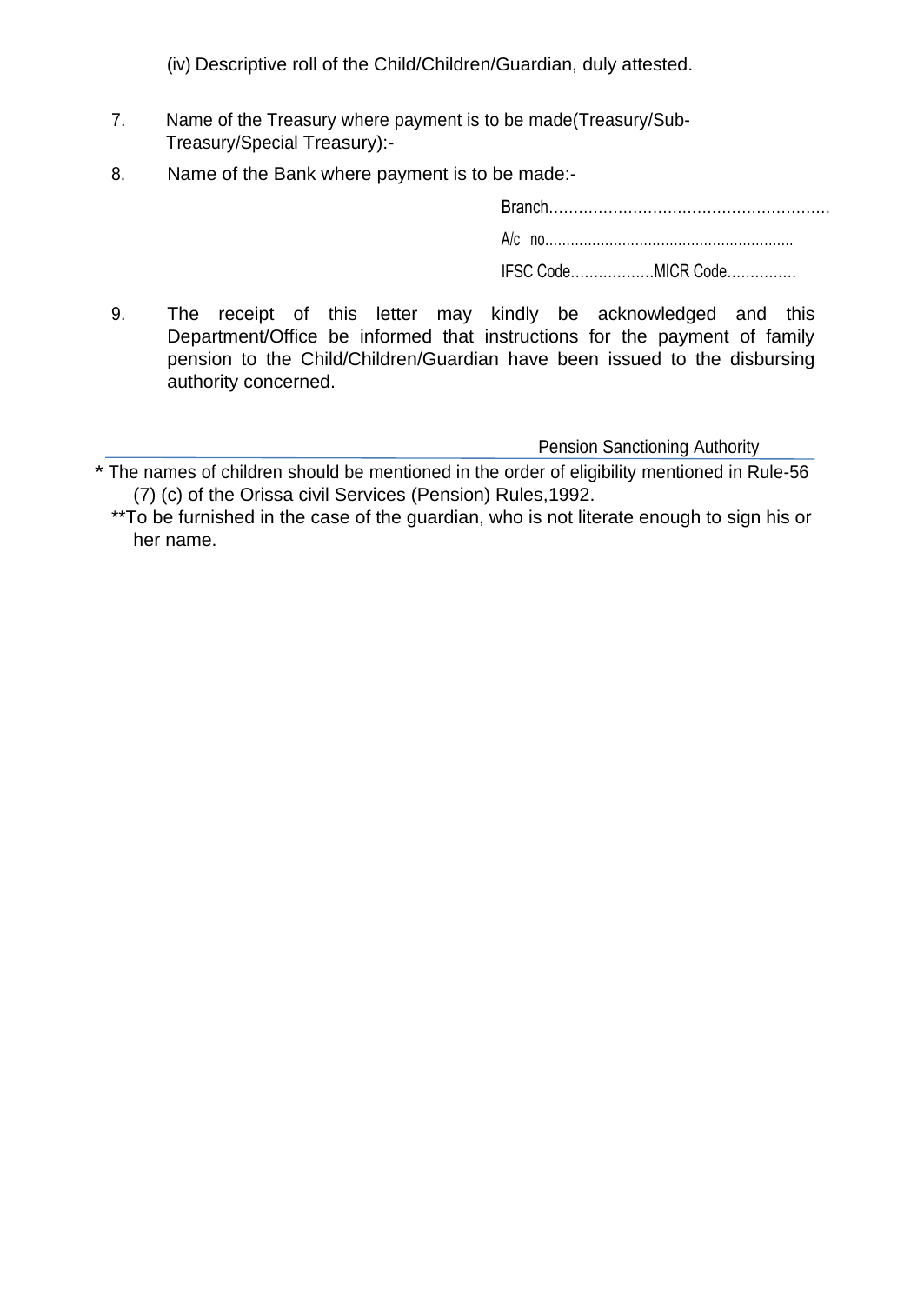(iv) Descriptive roll of the Child/Children/Guardian, duly attested.

7. Name of the Treasury where payment is to be made(Treasury/Sub-Treasury/Special Treasury):-

8. Name of the Bank where payment is to be made:-

Branch.........................................................

A/c no.........................................................

IFSC Code..................MICR Code...............

9. The receipt of this letter may kindly be acknowledged and this Department/Office be informed that instructions for the payment of family pension to the Child/Children/Guardian have been issued to the disbursing authority concerned.

Pension Sanctioning Authority

---

* The names of children should be mentioned in the order of eligibility mentioned in Rule-56 (7) (c) of the Orissa civil Services (Pension) Rules,1992.

**To be furnished in the case of the guardian, who is not literate enough to sign his or her name.